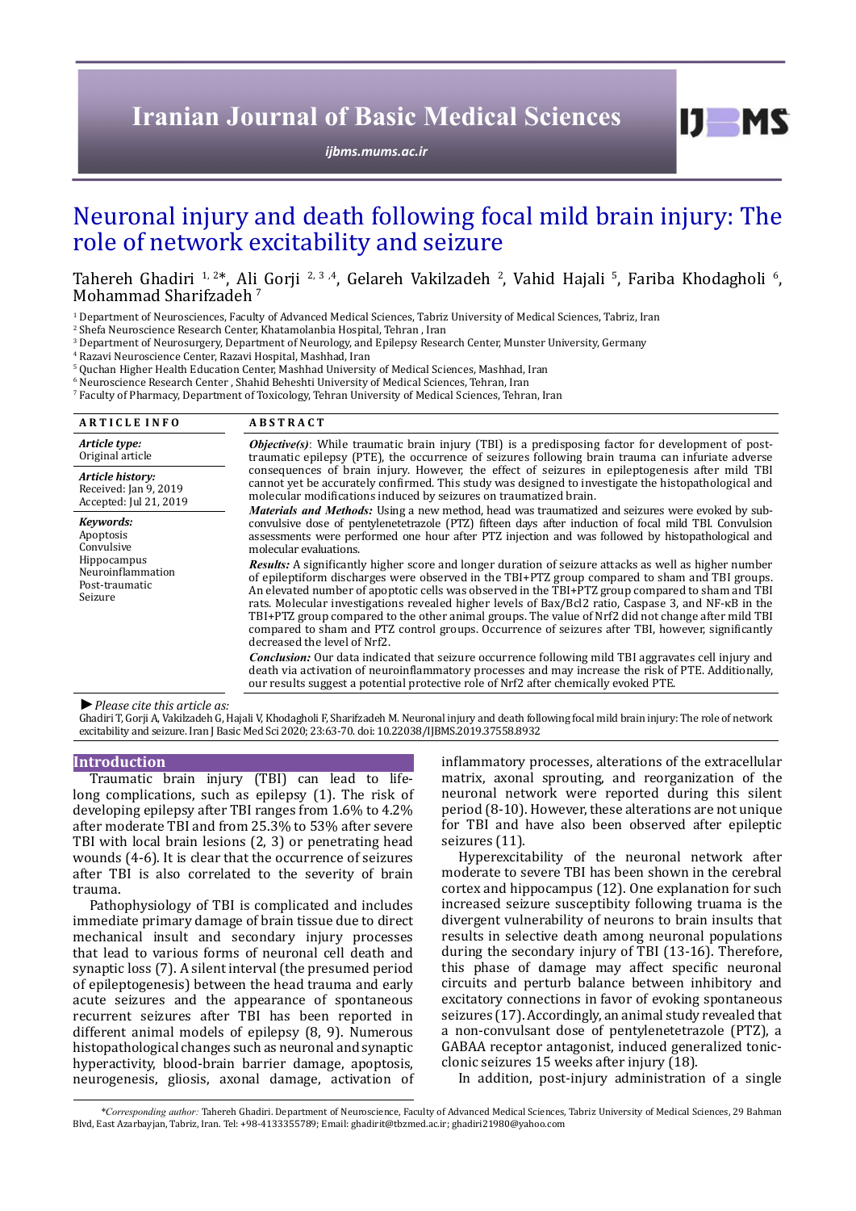# Neuronal injury and death following focal mild brain injury: The role of network excitability and seizure

Tahereh Ghadiri [1, 2]*, Ali Gorji [2, 3, 4], Gelareh Vakilzadeh [2], Vahid Hajali [5], Fariba Khodagholi [6], Mohammad Sharifzadeh [7]

[1] Department of Neurosciences, Faculty of Advanced Medical Sciences, Tabriz University of Medical Sciences, Tabriz, Iran
[2] Shefa Neuroscience Research Center, Khatamolanbia Hospital, Tehran , Iran
[3] Department of Neurosurgery, Department of Neurology, and Epilepsy Research Center, Munster University, Germany
[4] Razavi Neuroscience Center, Razavi Hospital, Mashhad, Iran
[5] Quchan Higher Health Education Center, Mashhad University of Medical Sciences, Mashhad, Iran
[6] Neuroscience Research Center , Shahid Beheshti University of Medical Sciences, Tehran, Iran
[7] Faculty of Pharmacy, Department of Toxicology, Tehran University of Medical Sciences, Tehran, Iran

**ARTICLE INFO**

***Article type:***
Original article

***Article history:***
Received: Jan 9, 2019
Accepted: Jul 21, 2019

***Keywords:***
Apoptosis
Convulsive
Hippocampus
Neuroinflammation
Post-traumatic
Seizure

**ABSTRACT**

***Objective(s)***: While traumatic brain injury (TBI) is a predisposing factor for development of post-traumatic epilepsy (PTE), the occurrence of seizures following brain trauma can infuriate adverse consequences of brain injury. However, the effect of seizures in epileptogenesis after mild TBI cannot yet be accurately confirmed. This study was designed to investigate the histopathological and molecular modifications induced by seizures on traumatized brain.

***Materials and Methods:*** Using a new method, head was traumatized and seizures were evoked by sub-convulsive dose of pentylenetetrazole (PTZ) fifteen days after induction of focal mild TBI. Convulsion assessments were performed one hour after PTZ injection and was followed by histopathological and molecular evaluations.

***Results:*** A significantly higher score and longer duration of seizure attacks as well as higher number of epileptiform discharges were observed in the TBI+PTZ group compared to sham and TBI groups. An elevated number of apoptotic cells was observed in the TBI+PTZ group compared to sham and TBI rats. Molecular investigations revealed higher levels of Bax/Bcl2 ratio, Caspase 3, and NF-κB in the TBI+PTZ group compared to the other animal groups. The value of Nrf2 did not change after mild TBI compared to sham and PTZ control groups. Occurrence of seizures after TBI, however, significantly decreased the level of Nrf2.

***Conclusion:*** Our data indicated that seizure occurrence following mild TBI aggravates cell injury and death via activation of neuroinflammatory processes and may increase the risk of PTE. Additionally, our results suggest a potential protective role of Nrf2 after chemically evoked PTE.

► *Please cite this article as:*
Ghadiri T, Gorji A, Vakilzadeh G, Hajali V, Khodagholi F, Sharifzadeh M. Neuronal injury and death following focal mild brain injury: The role of network excitability and seizure. Iran J Basic Med Sci 2020; 23:63-70. doi: 10.22038/IJBMS.2019.37558.8932

## Introduction

Traumatic brain injury (TBI) can lead to life-long complications, such as epilepsy (1). The risk of developing epilepsy after TBI ranges from 1.6% to 4.2% after moderate TBI and from 25.3% to 53% after severe TBI with local brain lesions (2, 3) or penetrating head wounds (4-6). It is clear that the occurrence of seizures after TBI is also correlated to the severity of brain trauma.

Pathophysiology of TBI is complicated and includes immediate primary damage of brain tissue due to direct mechanical insult and secondary injury processes that lead to various forms of neuronal cell death and synaptic loss (7). A silent interval (the presumed period of epileptogenesis) between the head trauma and early acute seizures and the appearance of spontaneous recurrent seizures after TBI has been reported in different animal models of epilepsy (8, 9). Numerous histopathological changes such as neuronal and synaptic hyperactivity, blood-brain barrier damage, apoptosis, neurogenesis, gliosis, axonal damage, activation of inflammatory processes, alterations of the extracellular matrix, axonal sprouting, and reorganization of the neuronal network were reported during this silent period (8-10). However, these alterations are not unique for TBI and have also been observed after epileptic seizures (11).

Hyperexcitability of the neuronal network after moderate to severe TBI has been shown in the cerebral cortex and hippocampus (12). One explanation for such increased seizure susceptibity following truama is the divergent vulnerability of neurons to brain insults that results in selective death among neuronal populations during the secondary injury of TBI (13-16). Therefore, this phase of damage may affect specific neuronal circuits and perturb balance between inhibitory and excitatory connections in favor of evoking spontaneous seizures (17). Accordingly, an animal study revealed that a non-convulsant dose of pentylenetetrazole (PTZ), a GABAA receptor antagonist, induced generalized tonic-clonic seizures 15 weeks after injury (18).

In addition, post-injury administration of a single

*\*Corresponding author:* Tahereh Ghadiri. Department of Neuroscience, Faculty of Advanced Medical Sciences, Tabriz University of Medical Sciences, 29 Bahman Blvd, East Azarbayjan, Tabriz, Iran. Tel: +98-4133355789; Email: ghadirit@tbzmed.ac.ir; ghadiri21980@yahoo.com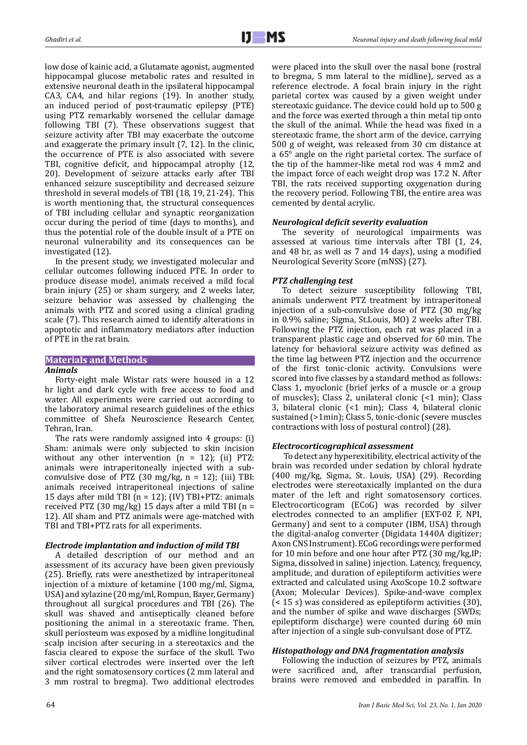low dose of kainic acid, a Glutamate agonist, augmented hippocampal glucose metabolic rates and resulted in extensive neuronal death in the ipsilateral hippocampal CA3, CA4, and hilar regions (19). In another study, an induced period of post-traumatic epilepsy (PTE) using PTZ remarkably worsened the cellular damage following TBI (7). These observations suggest that seizure activity after TBI may exacerbate the outcome and exaggerate the primary insult (7, 12). In the clinic, the occurrence of PTE is also associated with severe TBI, cognitive deficit, and hippocampal atrophy (12, 20). Development of seizure attacks early after TBI enhanced seizure susceptibility and decreased seizure threshold in several models of TBI (18, 19, 21-24). This is worth mentioning that, the structural consequences of TBI including cellular and synaptic reorganization occur during the period of time (days to months), and thus the potential role of the double insult of a PTE on neuronal vulnerability and its consequences can be investigated (12).

In the present study, we investigated molecular and cellular outcomes following induced PTE. In order to produce disease model, animals received a mild focal brain injury (25) or sham surgery, and 2 weeks later, seizure behavior was assessed by challenging the animals with PTZ and scored using a clinical grading scale (7). This research aimed to identify alterations in apoptotic and inflammatory mediators after induction of PTE in the rat brain.

## Materials and Methods

### *Animals*

Forty-eight male Wistar rats were housed in a 12 hr light and dark cycle with free access to food and water. All experiments were carried out according to the laboratory animal research guidelines of the ethics committee of Shefa Neuroscience Research Center, Tehran, Iran.

The rats were randomly assigned into 4 groups: (i) Sham: animals were only subjected to skin incision without any other intervention (n = 12); (ii) PTZ: animals were intraperitoneally injected with a sub-convulsive dose of PTZ (30 mg/kg, n = 12); (iii) TBI: animals received intraperitoneal injections of saline 15 days after mild TBI (n = 12); (IV) TBI+PTZ: animals received PTZ (30 mg/kg) 15 days after a mild TBI (n = 12). All sham and PTZ animals were age-matched with TBI and TBI+PTZ rats for all experiments.

### *Electrode implantation and induction of mild TBI*

A detailed description of our method and an assessment of its accuracy have been given previously (25). Briefly, rats were anesthetized by intraperitoneal injection of a mixture of ketamine (100 mg/ml, Sigma, USA) and xylazine (20 mg/ml, Rompun, Bayer, Germany) throughout all surgical procedures and TBI (26). The skull was shaved and antiseptically cleaned before positioning the animal in a stereotaxic frame. Then, skull periosteum was exposed by a midline longitudinal scalp incision after securing in a stereotaxics and the fascia cleared to expose the surface of the skull. Two silver cortical electrodes were inserted over the left and the right somatosensory cortices (2 mm lateral and 3 mm rostral to bregma). Two additional electrodes were placed into the skull over the nasal bone (rostral to bregma, 5 mm lateral to the midline), served as a reference electrode. A focal brain injury in the right parietal cortex was caused by a given weight under stereotaxic guidance. The device could hold up to 500 g and the force was exerted through a thin metal tip onto the skull of the animal. While the head was fixed in a stereotaxic frame, the short arm of the device, carrying 500 g of weight, was released from 30 cm distance at a 65° angle on the right parietal cortex. The surface of the tip of the hammer-like metal rod was 4 mm2 and the impact force of each weight drop was 17.2 N. After TBI, the rats received supporting oxygenation during the recovery period. Following TBI, the entire area was cemented by dental acrylic.

### *Neurological deficit severity evaluation*

The severity of neurological impairments was assessed at various time intervals after TBI (1, 24, and 48 hr, as well as 7 and 14 days), using a modified Neurological Severity Score (mNSS) (27).

### *PTZ challenging test*

To detect seizure susceptibility following TBI, animals underwent PTZ treatment by intraperitoneal injection of a sub-convulsive dose of PTZ (30 mg/kg in 0.9% saline; Sigma, St.Louis, MO) 2 weeks after TBI. Following the PTZ injection, each rat was placed in a transparent plastic cage and observed for 60 min. The latency for behavioral seizure activity was defined as the time lag between PTZ injection and the occurrence of the first tonic-clonic activity. Convulsions were scored into five classes by a standard method as follows: Class 1, myoclonic (brief jerks of a muscle or a group of muscles); Class 2, unilateral clonic (<1 min); Class 3, bilateral clonic (<1 min); Class 4, bilateral clonic sustained (>1min); Class 5, tonic-clonic (severe muscles contractions with loss of postural control) (28).

### *Electrocorticographical assessment*

To detect any hyperexitibility, electrical activity of the brain was recorded under sedation by chloral hydrate (400 mg/kg, Sigma, St. Louis, USA) (29). Recording electrodes were stereotaxically implanted on the dura mater of the left and right somatosensory cortices. Electrocorticogram (ECoG) was recorded by silver electrodes connected to an amplifier (EXT-02 F, NPI, Germany) and sent to a computer (IBM, USA) through the digital-analog converter (Digidata 1440A digitizer; Axon CNS Instrument). ECoG recordings were performed for 10 min before and one hour after PTZ (30 mg/kg,IP; Sigma, dissolved in saline) injection. Latency, frequency, amplitude, and duration of epileptiform activities were extracted and calculated using AxoScope 10.2 software (Axon; Molecular Devices). Spike-and-wave complex (< 15 s) was considered as epileptiform activities (30), and the number of spike and wave discharges (SWDs; epileptiform discharge) were counted during 60 min after injection of a single sub-convulsant dose of PTZ.

### *Histopathology and DNA fragmentation analysis*

Following the induction of seizures by PTZ, animals were sacrificed and, after transcardial perfusion, brains were removed and embedded in paraffin. In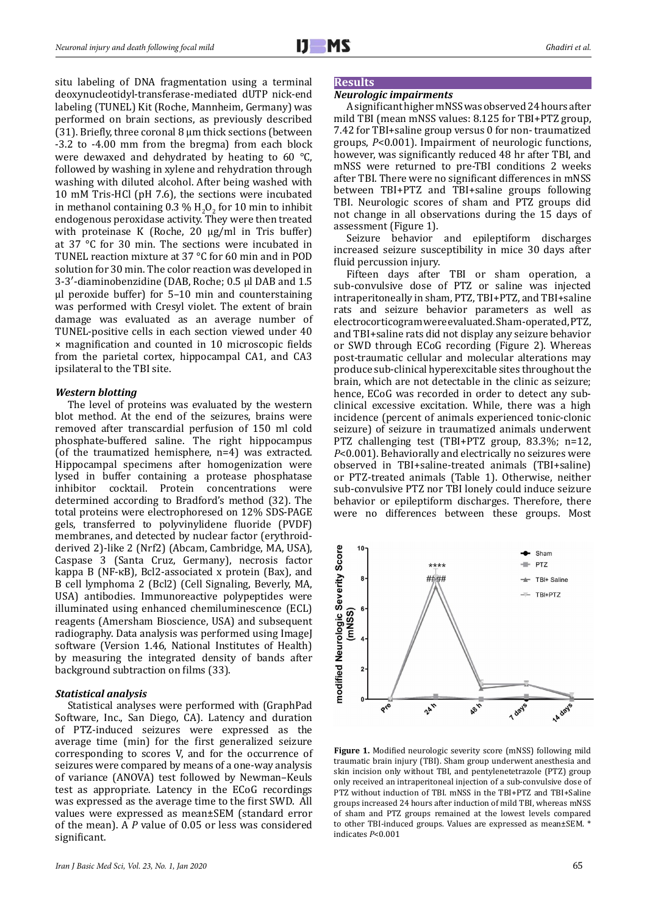situ labeling of DNA fragmentation using a terminal deoxynucleotidyl-transferase-mediated dUTP nick-end labeling (TUNEL) Kit (Roche, Mannheim, Germany) was performed on brain sections, as previously described (31). Briefly, three coronal 8 µm thick sections (between -3.2 to -4.00 mm from the bregma) from each block were dewaxed and dehydrated by heating to 60 °C, followed by washing in xylene and rehydration through washing with diluted alcohol. After being washed with 10 mM Tris-HCl (pH 7.6), the sections were incubated in methanol containing 0.3 % $H_2O_2$ for 10 min to inhibit endogenous peroxidase activity. They were then treated with proteinase K (Roche, 20 µg/ml in Tris buffer) at 37 °C for 30 min. The sections were incubated in TUNEL reaction mixture at 37 °C for 60 min and in POD solution for 30 min. The color reaction was developed in 3-3′-diaminobenzidine (DAB, Roche; 0.5 µl DAB and 1.5 µl peroxide buffer) for 5–10 min and counterstaining was performed with Cresyl violet. The extent of brain damage was evaluated as an average number of TUNEL-positive cells in each section viewed under 40 × magnification and counted in 10 microscopic fields from the parietal cortex, hippocampal CA1, and CA3 ipsilateral to the TBI site.

### *Western blotting*

The level of proteins was evaluated by the western blot method. At the end of the seizures, brains were removed after transcardial perfusion of 150 ml cold phosphate-buffered saline. The right hippocampus (of the traumatized hemisphere, n=4) was extracted. Hippocampal specimens after homogenization were lysed in buffer containing a protease phosphatase inhibitor cocktail. Protein concentrations were determined according to Bradford's method (32). The total proteins were electrophoresed on 12% SDS-PAGE gels, transferred to polyvinylidene fluoride (PVDF) membranes, and detected by nuclear factor (erythroid-derived 2)-like 2 (Nrf2) (Abcam, Cambridge, MA, USA), Caspase 3 (Santa Cruz, Germany), necrosis factor kappa B (NF-κB), Bcl2-associated x protein (Bax), and B cell lymphoma 2 (Bcl2) (Cell Signaling, Beverly, MA, USA) antibodies. Immunoreactive polypeptides were illuminated using enhanced chemiluminescence (ECL) reagents (Amersham Bioscience, USA) and subsequent radiography. Data analysis was performed using ImageJ software (Version 1.46, National Institutes of Health) by measuring the integrated density of bands after background subtraction on films (33).

### *Statistical analysis*

Statistical analyses were performed with (GraphPad Software, Inc., San Diego, CA). Latency and duration of PTZ-induced seizures were expressed as the average time (min) for the first generalized seizure corresponding to scores V, and for the occurrence of seizures were compared by means of a one-way analysis of variance (ANOVA) test followed by Newman–Keuls test as appropriate. Latency in the ECoG recordings was expressed as the average time to the first SWD. All values were expressed as mean±SEM (standard error of the mean). A *P* value of 0.05 or less was considered significant.

## Results

### *Neurologic impairments*

A significant higher mNSS was observed 24 hours after mild TBI (mean mNSS values: 8.125 for TBI+PTZ group, 7.42 for TBI+saline group versus 0 for non- traumatized groups, *P*<0.001). Impairment of neurologic functions, however, was significantly reduced 48 hr after TBI, and mNSS were returned to pre-TBI conditions 2 weeks after TBI. There were no significant differences in mNSS between TBI+PTZ and TBI+saline groups following TBI. Neurologic scores of sham and PTZ groups did not change in all observations during the 15 days of assessment (Figure 1).

Seizure behavior and epileptiform discharges increased seizure susceptibility in mice 30 days after fluid percussion injury.

Fifteen days after TBI or sham operation, a sub-convulsive dose of PTZ or saline was injected intraperitoneally in sham, PTZ, TBI+PTZ, and TBI+saline rats and seizure behavior parameters as well as electrocorticogram were evaluated. Sham-operated, PTZ, and TBI+saline rats did not display any seizure behavior or SWD through ECoG recording (Figure 2). Whereas post-traumatic cellular and molecular alterations may produce sub-clinical hyperexcitable sites throughout the brain, which are not detectable in the clinic as seizure; hence, ECoG was recorded in order to detect any sub-clinical excessive excitation. While, there was a high incidence (percent of animals experienced tonic-clonic seizure) of seizure in traumatized animals underwent PTZ challenging test (TBI+PTZ group, 83.3%; n=12, *P*<0.001). Behaviorally and electrically no seizures were observed in TBI+saline-treated animals (TBI+saline) or PTZ-treated animals (Table 1). Otherwise, neither sub-convulsive PTZ nor TBI lonely could induce seizure behavior or epileptiform discharges. Therefore, there were no differences between these groups. Most

**Figure 1.** Modified neurologic severity score (mNSS) following mild traumatic brain injury (TBI). Sham group underwent anesthesia and skin incision only without TBI, and pentylenetetrazole (PTZ) group only received an intraperitoneal injection of a sub-convulsive dose of PTZ without induction of TBI. mNSS in the TBI+PTZ and TBI+Saline groups increased 24 hours after induction of mild TBI, whereas mNSS of sham and PTZ groups remained at the lowest levels compared to other TBI-induced groups. Values are expressed as mean±SEM. * indicates *P*<0.001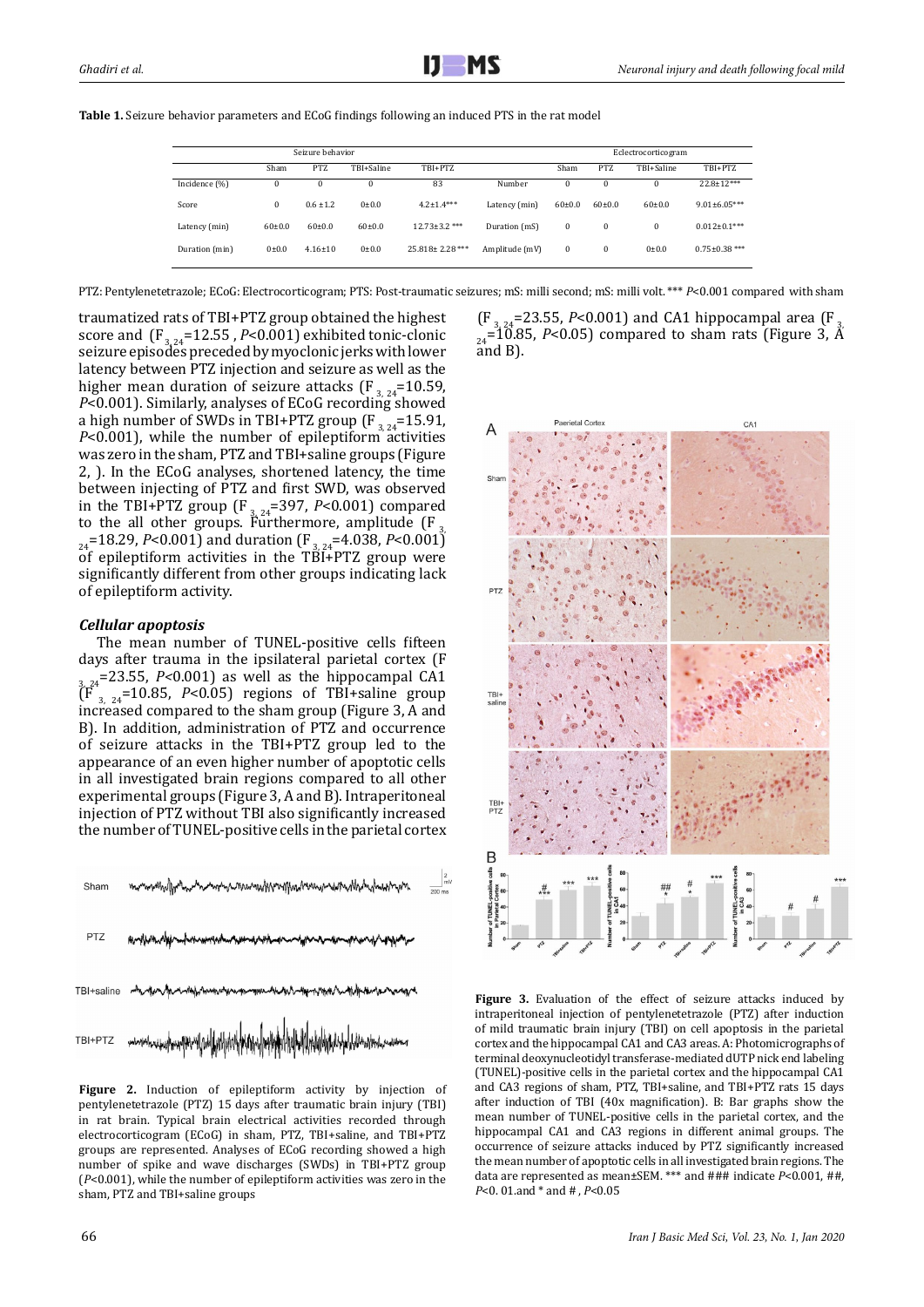**Table 1.** Seizure behavior parameters and ECoG findings following an induced PTS in the rat model

| | Seizure behavior | | | | | Eclectrocorticogram | | | |
|---|---|---|---|---|---|---|---|---|---|
| | Sham | PTZ | TBI+Saline | TBI+PTZ | | Sham | PTZ | TBI+Saline | TBI+PTZ |
| Incidence (%) | 0 | 0 | 0 | 83 | Number | 0 | 0 | 0 | 22.8±12*** |
| Score | 0 | 0.6 ±1.2 | 0±0.0 | 4.2±1.4*** | Latency (min) | 60±0.0 | 60±0.0 | 60±0.0 | 9.01±6.05*** |
| Latency (min) | 60±0.0 | 60±0.0 | 60±0.0 | 12.73±3.2 *** | Duration (mS) | 0 | 0 | 0 | 0.012±0.1*** |
| Duration (min) | 0±0.0 | 4.16±10 | 0±0.0 | 25.818± 2.28*** | Amplitude (mV) | 0 | 0 | 0±0.0 | 0.75±0.38 *** |

PTZ: Pentylenetetrazole; ECoG: Electrocorticogram; PTS: Post-traumatic seizures; mS: milli second; mS: milli volt. *** $P$<0.001 compared with sham

traumatized rats of TBI+PTZ group obtained the highest score and ($F_{3,24}$=12.55 , $P$<0.001) exhibited tonic-clonic seizure episodes preceded by myoclonic jerks with lower latency between PTZ injection and seizure as well as the higher mean duration of seizure attacks ($F_{3,24}$=10.59, $P$<0.001). Similarly, analyses of ECoG recording showed a high number of SWDs in TBI+PTZ group ($F_{3,24}$=15.91, $P$<0.001), while the number of epileptiform activities was zero in the sham, PTZ and TBI+saline groups (Figure 2, ). In the ECoG analyses, shortened latency, the time between injecting of PTZ and first SWD, was observed in the TBI+PTZ group ($F_{3,24}$=397, $P$<0.001) compared to the all other groups. Furthermore, amplitude ($F_{3,24}$=18.29, $P$<0.001) and duration ($F_{3,24}$=4.038, $P$<0.001) of epileptiform activities in the TBI+PTZ group were significantly different from other groups indicating lack of epileptiform activity.

### *Cellular apoptosis*

The mean number of TUNEL-positive cells fifteen days after trauma in the ipsilateral parietal cortex ($F_{3,24}$=23.55, $P$<0.001) as well as the hippocampal CA1 ($F_{3,24}$=10.85, $P$<0.05) regions of TBI+saline group increased compared to the sham group (Figure 3, A and B). In addition, administration of PTZ and occurrence of seizure attacks in the TBI+PTZ group led to the appearance of an even higher number of apoptotic cells in all investigated brain regions compared to all other experimental groups (Figure 3, A and B). Intraperitoneal injection of PTZ without TBI also significantly increased the number of TUNEL-positive cells in the parietal cortex ($F_{3,24}$=23.55, $P$<0.001) and CA1 hippocampal area ($F_{3,24}$=10.85, $P$<0.05) compared to sham rats (Figure 3, A and B).

**Figure 2.** Induction of epileptiform activity by injection of pentylenetetrazole (PTZ) 15 days after traumatic brain injury (TBI) in rat brain. Typical brain electrical activities recorded through electrocorticogram (ECoG) in sham, PTZ, TBI+saline, and TBI+PTZ groups are represented. Analyses of ECoG recording showed a high number of spike and wave discharges (SWDs) in TBI+PTZ group ($P$<0.001), while the number of epileptiform activities was zero in the sham, PTZ and TBI+saline groups

**Figure 3.** Evaluation of the effect of seizure attacks induced by intraperitoneal injection of pentylenetetrazole (PTZ) after induction of mild traumatic brain injury (TBI) on cell apoptosis in the parietal cortex and the hippocampal CA1 and CA3 areas. A: Photomicrographs of terminal deoxynucleotidyl transferase-mediated dUTP nick end labeling (TUNEL)-positive cells in the parietal cortex and the hippocampal CA1 and CA3 regions of sham, PTZ, TBI+saline, and TBI+PTZ rats 15 days after induction of TBI (40x magnification). B: Bar graphs show the mean number of TUNEL-positive cells in the parietal cortex, and the hippocampal CA1 and CA3 regions in different animal groups. The occurrence of seizure attacks induced by PTZ significantly increased the mean number of apoptotic cells in all investigated brain regions. The data are represented as mean±SEM. *** and ### indicate $P$<0.001, ##, $P$<0. 01.and * and # , $P$<0.05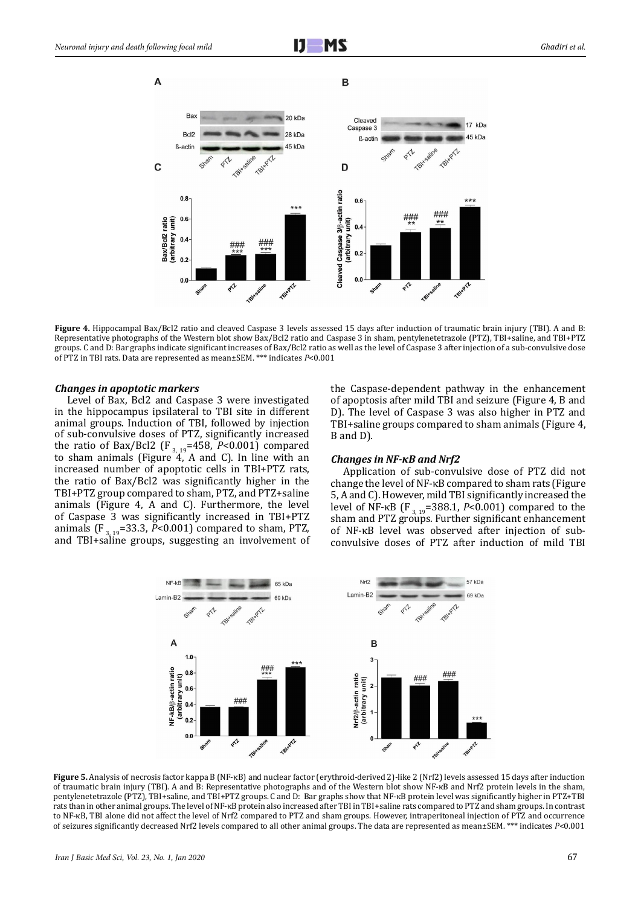**Figure 4.** Hippocampal Bax/Bcl2 ratio and cleaved Caspase 3 levels assessed 15 days after induction of traumatic brain injury (TBI). A and B: Representative photographs of the Western blot show Bax/Bcl2 ratio and Caspase 3 in sham, pentylenetetrazole (PTZ), TBI+saline, and TBI+PTZ groups. C and D: Bar graphs indicate significant increases of Bax/Bcl2 ratio as well as the level of Caspase 3 after injection of a sub-convulsive dose of PTZ in TBI rats. Data are represented as mean±SEM. *** indicates $P<0.001$

### *Changes in apoptotic markers*

Level of Bax, Bcl2 and Caspase 3 were investigated in the hippocampus ipsilateral to TBI site in different animal groups. Induction of TBI, followed by injection of sub-convulsive doses of PTZ, significantly increased the ratio of Bax/Bcl2 ($F_{3, 19}$=458, $P<0.001$) compared to sham animals (Figure 4, A and C). In line with an increased number of apoptotic cells in TBI+PTZ rats, the ratio of Bax/Bcl2 was significantly higher in the TBI+PTZ group compared to sham, PTZ, and PTZ+saline animals (Figure 4, A and C). Furthermore, the level of Caspase 3 was significantly increased in TBI+PTZ animals ($F_{3, 19}$=33.3, $P<0.001$) compared to sham, PTZ, and TBI+saline groups, suggesting an involvement of the Caspase-dependent pathway in the enhancement of apoptosis after mild TBI and seizure (Figure 4, B and D). The level of Caspase 3 was also higher in PTZ and TBI+saline groups compared to sham animals (Figure 4, B and D).

### *Changes in NF-κB and Nrf2*

Application of sub-convulsive dose of PTZ did not change the level of NF-κB compared to sham rats (Figure 5, A and C). However, mild TBI significantly increased the level of NF-κB ($F_{3, 19}$=388.1, $P<0.001$) compared to the sham and PTZ groups. Further significant enhancement of NF-κB level was observed after injection of sub-convulsive doses of PTZ after induction of mild TBI

**Figure 5.** Analysis of necrosis factor kappa B (NF-κB) and nuclear factor (erythroid-derived 2)-like 2 (Nrf2) levels assessed 15 days after induction of traumatic brain injury (TBI). A and B: Representative photographs and of the Western blot show NF-κB and Nrf2 protein levels in the sham, pentylenetetrazole (PTZ), TBI+saline, and TBI+PTZ groups. C and D: Bar graphs show that NF-κB protein level was significantly higher in PTZ+TBI rats than in other animal groups. The level of NF-κB protein also increased after TBI in TBI+saline rats compared to PTZ and sham groups. In contrast to NF-κB, TBI alone did not affect the level of Nrf2 compared to PTZ and sham groups. However, intraperitoneal injection of PTZ and occurrence of seizures significantly decreased Nrf2 levels compared to all other animal groups. The data are represented as mean±SEM. *** indicates $P<0.001$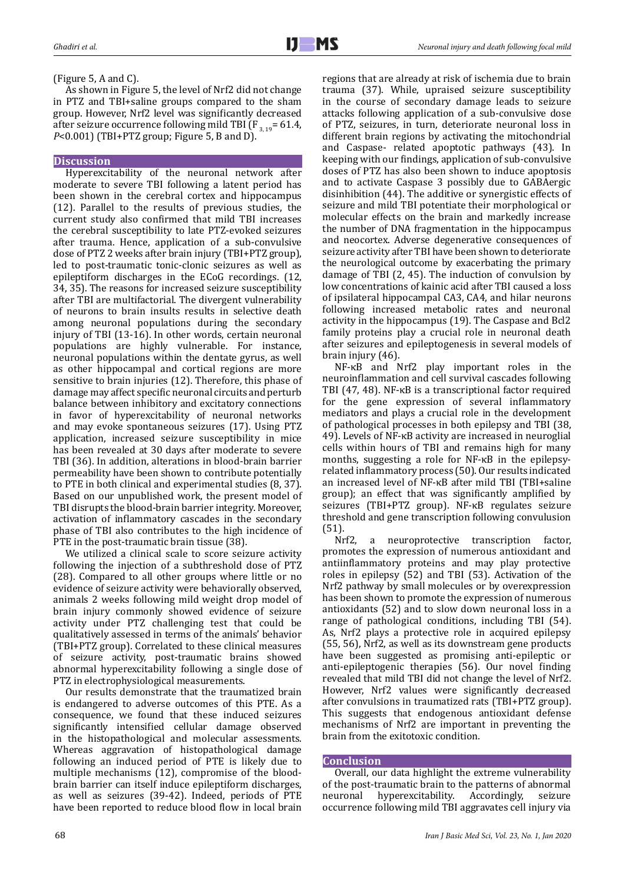(Figure 5, A and C).

As shown in Figure 5, the level of Nrf2 did not change in PTZ and TBI+saline groups compared to the sham group. However, Nrf2 level was significantly decreased after seizure occurrence following mild TBI ($F_{3,19}$= 61.4, $P$<0.001) (TBI+PTZ group; Figure 5, B and D).

## Discussion

Hyperexcitability of the neuronal network after moderate to severe TBI following a latent period has been shown in the cerebral cortex and hippocampus (12). Parallel to the results of previous studies, the current study also confirmed that mild TBI increases the cerebral susceptibility to late PTZ-evoked seizures after trauma. Hence, application of a sub-convulsive dose of PTZ 2 weeks after brain injury (TBI+PTZ group), led to post-traumatic tonic-clonic seizures as well as epileptiform discharges in the ECoG recordings. (12, 34, 35). The reasons for increased seizure susceptibility after TBI are multifactorial. The divergent vulnerability of neurons to brain insults results in selective death among neuronal populations during the secondary injury of TBI (13-16). In other words, certain neuronal populations are highly vulnerable. For instance, neuronal populations within the dentate gyrus, as well as other hippocampal and cortical regions are more sensitive to brain injuries (12). Therefore, this phase of damage may affect specific neuronal circuits and perturb balance between inhibitory and excitatory connections in favor of hyperexcitability of neuronal networks and may evoke spontaneous seizures (17). Using PTZ application, increased seizure susceptibility in mice has been revealed at 30 days after moderate to severe TBI (36). In addition, alterations in blood-brain barrier permeability have been shown to contribute potentially to PTE in both clinical and experimental studies (8, 37). Based on our unpublished work, the present model of TBI disrupts the blood-brain barrier integrity. Moreover, activation of inflammatory cascades in the secondary phase of TBI also contributes to the high incidence of PTE in the post-traumatic brain tissue (38).

We utilized a clinical scale to score seizure activity following the injection of a subthreshold dose of PTZ (28). Compared to all other groups where little or no evidence of seizure activity were behaviorally observed, animals 2 weeks following mild weight drop model of brain injury commonly showed evidence of seizure activity under PTZ challenging test that could be qualitatively assessed in terms of the animals' behavior (TBI+PTZ group). Correlated to these clinical measures of seizure activity, post-traumatic brains showed abnormal hyperexcitability following a single dose of PTZ in electrophysiological measurements.

Our results demonstrate that the traumatized brain is endangered to adverse outcomes of this PTE. As a consequence, we found that these induced seizures significantly intensified cellular damage observed in the histopathological and molecular assessments. Whereas aggravation of histopathological damage following an induced period of PTE is likely due to multiple mechanisms (12), compromise of the blood-brain barrier can itself induce epileptiform discharges, as well as seizures (39-42). Indeed, periods of PTE have been reported to reduce blood flow in local brain regions that are already at risk of ischemia due to brain trauma (37). While, upraised seizure susceptibility in the course of secondary damage leads to seizure attacks following application of a sub-convulsive dose of PTZ, seizures, in turn, deteriorate neuronal loss in different brain regions by activating the mitochondrial and Caspase- related apoptotic pathways (43). In keeping with our findings, application of sub-convulsive doses of PTZ has also been shown to induce apoptosis and to activate Caspase 3 possibly due to GABAergic disinhibition (44). The additive or synergistic effects of seizure and mild TBI potentiate their morphological or molecular effects on the brain and markedly increase the number of DNA fragmentation in the hippocampus and neocortex. Adverse degenerative consequences of seizure activity after TBI have been shown to deteriorate the neurological outcome by exacerbating the primary damage of TBI (2, 45). The induction of convulsion by low concentrations of kainic acid after TBI caused a loss of ipsilateral hippocampal CA3, CA4, and hilar neurons following increased metabolic rates and neuronal activity in the hippocampus (19). The Caspase and Bcl2 family proteins play a crucial role in neuronal death after seizures and epileptogenesis in several models of brain injury (46).

NF-κB and Nrf2 play important roles in the neuroinflammation and cell survival cascades following TBI (47, 48). NF-κB is a transcriptional factor required for the gene expression of several inflammatory mediators and plays a crucial role in the development of pathological processes in both epilepsy and TBI (38, 49). Levels of NF-κB activity are increased in neuroglial cells within hours of TBI and remains high for many months, suggesting a role for NF-κB in the epilepsy-related inflammatory process (50). Our results indicated an increased level of NF-κB after mild TBI (TBI+saline group); an effect that was significantly amplified by seizures (TBI+PTZ group). NF-κB regulates seizure threshold and gene transcription following convulsion (51).

Nrf2, a neuroprotective transcription factor, promotes the expression of numerous antioxidant and antiinflammatory proteins and may play protective roles in epilepsy (52) and TBI (53). Activation of the Nrf2 pathway by small molecules or by overexpression has been shown to promote the expression of numerous antioxidants (52) and to slow down neuronal loss in a range of pathological conditions, including TBI (54). As, Nrf2 plays a protective role in acquired epilepsy (55, 56), Nrf2, as well as its downstream gene products have been suggested as promising anti-epileptic or anti-epileptogenic therapies (56). Our novel finding revealed that mild TBI did not change the level of Nrf2. However, Nrf2 values were significantly decreased after convulsions in traumatized rats (TBI+PTZ group). This suggests that endogenous antioxidant defense mechanisms of Nrf2 are important in preventing the brain from the exitotoxic condition.

## Conclusion

Overall, our data highlight the extreme vulnerability of the post-traumatic brain to the patterns of abnormal neuronal hyperexcitability. Accordingly, seizure occurrence following mild TBI aggravates cell injury via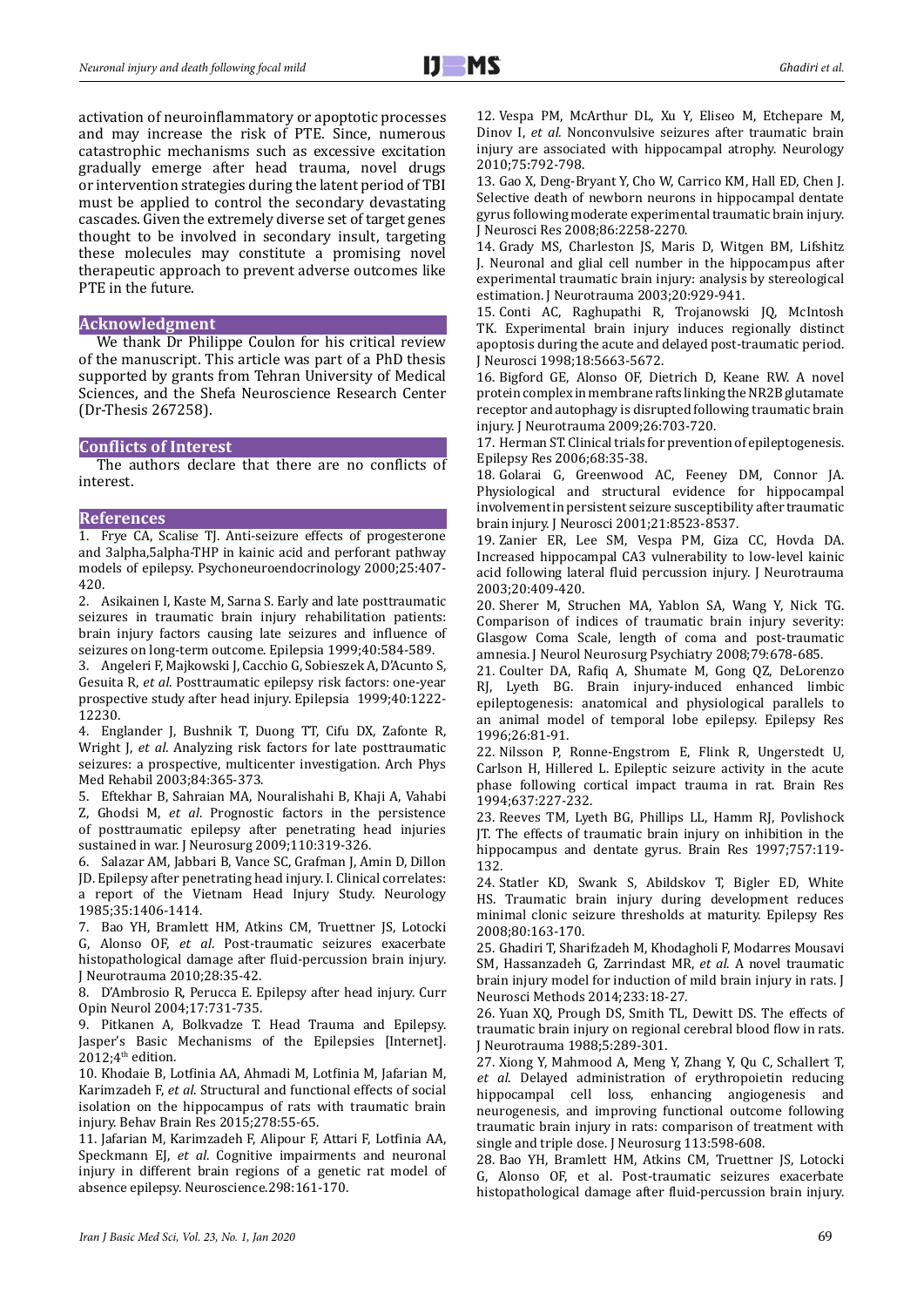activation of neuroinflammatory or apoptotic processes and may increase the risk of PTE. Since, numerous catastrophic mechanisms such as excessive excitation gradually emerge after head trauma, novel drugs or intervention strategies during the latent period of TBI must be applied to control the secondary devastating cascades. Given the extremely diverse set of target genes thought to be involved in secondary insult, targeting these molecules may constitute a promising novel therapeutic approach to prevent adverse outcomes like PTE in the future.

## Acknowledgment

We thank Dr Philippe Coulon for his critical review of the manuscript. This article was part of a PhD thesis supported by grants from Tehran University of Medical Sciences, and the Shefa Neuroscience Research Center (Dr-Thesis 267258).

## Conflicts of Interest

The authors declare that there are no conflicts of interest.

## References

1. Frye CA, Scalise TJ. Anti-seizure effects of progesterone and 3alpha,5alpha-THP in kainic acid and perforant pathway models of epilepsy. Psychoneuroendocrinology 2000;25:407-420.
2. Asikainen I, Kaste M, Sarna S. Early and late posttraumatic seizures in traumatic brain injury rehabilitation patients: brain injury factors causing late seizures and influence of seizures on long-term outcome. Epilepsia 1999;40:584-589.
3. Angeleri F, Majkowski J, Cacchio G, Sobieszek A, D'Acunto S, Gesuita R, *et al.* Posttraumatic epilepsy risk factors: one-year prospective study after head injury. Epilepsia 1999;40:1222-12230.
4. Englander J, Bushnik T, Duong TT, Cifu DX, Zafonte R, Wright J, *et al.* Analyzing risk factors for late posttraumatic seizures: a prospective, multicenter investigation. Arch Phys Med Rehabil 2003;84:365-373.
5. Eftekhar B, Sahraian MA, Nouralishahi B, Khaji A, Vahabi Z, Ghodsi M, *et al.* Prognostic factors in the persistence of posttraumatic epilepsy after penetrating head injuries sustained in war. J Neurosurg 2009;110:319-326.
6. Salazar AM, Jabbari B, Vance SC, Grafman J, Amin D, Dillon JD. Epilepsy after penetrating head injury. I. Clinical correlates: a report of the Vietnam Head Injury Study. Neurology 1985;35:1406-1414.
7. Bao YH, Bramlett HM, Atkins CM, Truettner JS, Lotocki G, Alonso OF, *et al.* Post-traumatic seizures exacerbate histopathological damage after fluid-percussion brain injury. J Neurotrauma 2010;28:35-42.
8. D'Ambrosio R, Perucca E. Epilepsy after head injury. Curr Opin Neurol 2004;17:731-735.
9. Pitkanen A, Bolkvadze T. Head Trauma and Epilepsy. Jasper's Basic Mechanisms of the Epilepsies [Internet]. 2012;4th edition.
10. Khodaie B, Lotfinia AA, Ahmadi M, Lotfinia M, Jafarian M, Karimzadeh F, *et al.* Structural and functional effects of social isolation on the hippocampus of rats with traumatic brain injury. Behav Brain Res 2015;278:55-65.
11. Jafarian M, Karimzadeh F, Alipour F, Attari F, Lotfinia AA, Speckmann EJ, *et al.* Cognitive impairments and neuronal injury in different brain regions of a genetic rat model of absence epilepsy. Neuroscience.298:161-170.
12. Vespa PM, McArthur DL, Xu Y, Eliseo M, Etchepare M, Dinov I, *et al.* Nonconvulsive seizures after traumatic brain injury are associated with hippocampal atrophy. Neurology 2010;75:792-798.
13. Gao X, Deng-Bryant Y, Cho W, Carrico KM, Hall ED, Chen J. Selective death of newborn neurons in hippocampal dentate gyrus following moderate experimental traumatic brain injury. J Neurosci Res 2008;86:2258-2270.
14. Grady MS, Charleston JS, Maris D, Witgen BM, Lifshitz J. Neuronal and glial cell number in the hippocampus after experimental traumatic brain injury: analysis by stereological estimation. J Neurotrauma 2003;20:929-941.
15. Conti AC, Raghupathi R, Trojanowski JQ, McIntosh TK. Experimental brain injury induces regionally distinct apoptosis during the acute and delayed post-traumatic period. J Neurosci 1998;18:5663-5672.
16. Bigford GE, Alonso OF, Dietrich D, Keane RW. A novel protein complex in membrane rafts linking the NR2B glutamate receptor and autophagy is disrupted following traumatic brain injury. J Neurotrauma 2009;26:703-720.
17. Herman ST. Clinical trials for prevention of epileptogenesis. Epilepsy Res 2006;68:35-38.
18. Golarai G, Greenwood AC, Feeney DM, Connor JA. Physiological and structural evidence for hippocampal involvement in persistent seizure susceptibility after traumatic brain injury. J Neurosci 2001;21:8523-8537.
19. Santhakumar ER, Lee SM, Vespa PM, Giza CC, Hovda DA. Increased hippocampal CA3 vulnerability to low-level kainic acid following lateral fluid percussion injury. J Neurotrauma 2003;20:409-420.
20. Sherer M, Struchen MA, Yablon SA, Wang Y, Nick TG. Comparison of indices of traumatic brain injury severity: Glasgow Coma Scale, length of coma and post-traumatic amnesia. J Neurol Neurosurg Psychiatry 2008;79:678-685.
21. Coulter DA, Rafiq A, Shumate M, Gong QZ, DeLorenzo RJ, Lyeth BG. Brain injury-induced enhanced limbic epileptogenesis: anatomical and physiological parallels to an animal model of temporal lobe epilepsy. Epilepsy Res 1996;26:81-91.
22. Nilsson P, Ronne-Engstrom E, Flink R, Ungerstedt U, Carlson H, Hillered L. Epileptic seizure activity in the acute phase following cortical impact trauma in rat. Brain Res 1994;637:227-232.
23. Reeves TM, Lyeth BG, Phillips LL, Hamm RJ, Povlishock JT. The effects of traumatic brain injury on inhibition in the hippocampus and dentate gyrus. Brain Res 1997;757:119-132.
24. Statler KD, Swank S, Abildskov T, Bigler ED, White HS. Traumatic brain injury during development reduces minimal clonic seizure thresholds at maturity. Epilepsy Res 2008;80:163-170.
25. Ghadiri T, Sharifzadeh M, Khodagholi F, Modarres Mousavi SM, Hassanzadeh G, Zarrindast MR, *et al.* A novel traumatic brain injury model for induction of mild brain injury in rats. J Neurosci Methods 2014;233:18-27.
26. Yuan XQ, Prough DS, Smith TL, Dewitt DS. The effects of traumatic brain injury on regional cerebral blood flow in rats. J Neurotrauma 1988;5:289-301.
27. Xiong Y, Mahmood A, Meng Y, Zhang Y, Qu C, Schallert T, *et al.* Delayed administration of erythropoietin reducing hippocampal cell loss, enhancing angiogenesis and neurogenesis, and improving functional outcome following traumatic brain injury in rats: comparison of treatment with single and triple dose. J Neurosurg 113:598-608.
28. Bao YH, Bramlett HM, Atkins CM, Truettner JS, Lotocki G, Alonso OF, et al. Post-traumatic seizures exacerbate histopathological damage after fluid-percussion brain injury.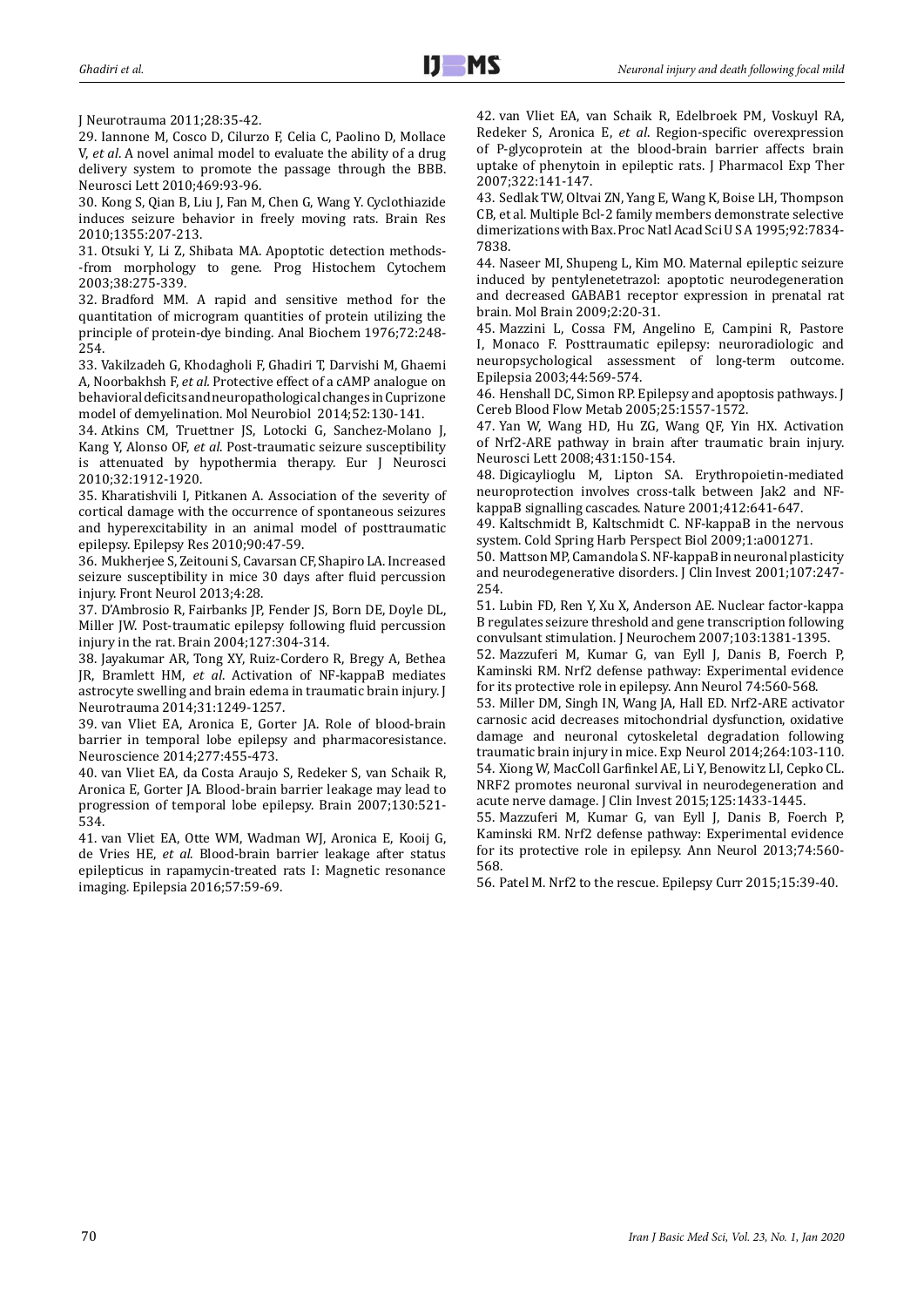J Neurotrauma 2011;28:35-42.

29. Iannone M, Cosco D, Cilurzo F, Celia C, Paolino D, Mollace V, *et al*. A novel animal model to evaluate the ability of a drug delivery system to promote the passage through the BBB. Neurosci Lett 2010;469:93-96.

30. Kong S, Qian B, Liu J, Fan M, Chen G, Wang Y. Cyclothiazide induces seizure behavior in freely moving rats. Brain Res 2010;1355:207-213.

31. Otsuki Y, Li Z, Shibata MA. Apoptotic detection methods--from morphology to gene. Prog Histochem Cytochem 2003;38:275-339.

32. Bradford MM. A rapid and sensitive method for the quantitation of microgram quantities of protein utilizing the principle of protein-dye binding. Anal Biochem 1976;72:248-254.

33. Vakilzadeh G, Khodagholi F, Ghadiri T, Darvishi M, Ghaemi A, Noorbakhsh F, *et al*. Protective effect of a cAMP analogue on behavioral deficits and neuropathological changes in Cuprizone model of demyelination. Mol Neurobiol 2014;52:130-141.

34. Atkins CM, Truettner JS, Lotocki G, Sanchez-Molano J, Kang Y, Alonso OF, *et al*. Post-traumatic seizure susceptibility is attenuated by hypothermia therapy. Eur J Neurosci 2010;32:1912-1920.

35. Kharatishvili I, Pitkanen A. Association of the severity of cortical damage with the occurrence of spontaneous seizures and hyperexcitability in an animal model of posttraumatic epilepsy. Epilepsy Res 2010;90:47-59.

36. Mukherjee S, Zeitouni S, Cavarsan CF, Shapiro LA. Increased seizure susceptibility in mice 30 days after fluid percussion injury. Front Neurol 2013;4:28.

37. D'Ambrosio R, Fairbanks JP, Fender JS, Born DE, Doyle DL, Miller JW. Post-traumatic epilepsy following fluid percussion injury in the rat. Brain 2004;127:304-314.

38. Jayakumar AR, Tong XY, Ruiz-Cordero R, Bregy A, Bethea JR, Bramlett HM, *et al*. Activation of NF-kappaB mediates astrocyte swelling and brain edema in traumatic brain injury. J Neurotrauma 2014;31:1249-1257.

39. van Vliet EA, Aronica E, Gorter JA. Role of blood-brain barrier in temporal lobe epilepsy and pharmacoresistance. Neuroscience 2014;277:455-473.

40. van Vliet EA, da Costa Araujo S, Redeker S, van Schaik R, Aronica E, Gorter JA. Blood-brain barrier leakage may lead to progression of temporal lobe epilepsy. Brain 2007;130:521-534.

41. van Vliet EA, Otte WM, Wadman WJ, Aronica E, Kooij G, de Vries HE, *et al*. Blood-brain barrier leakage after status epilepticus in rapamycin-treated rats I: Magnetic resonance imaging. Epilepsia 2016;57:59-69.

42. van Vliet EA, van Schaik R, Edelbroek PM, Voskuyl RA, Redeker S, Aronica E, *et al*. Region-specific overexpression of P-glycoprotein at the blood-brain barrier affects brain uptake of phenytoin in epileptic rats. J Pharmacol Exp Ther 2007;322:141-147.

43. Sedlak TW, Oltvai ZN, Yang E, Wang K, Boise LH, Thompson CB, et al. Multiple Bcl-2 family members demonstrate selective dimerizations with Bax. Proc Natl Acad Sci U S A 1995;92:7834-7838.

44. Naseer MI, Shupeng L, Kim MO. Maternal epileptic seizure induced by pentylenetetrazol: apoptotic neurodegeneration and decreased GABAB1 receptor expression in prenatal rat brain. Mol Brain 2009;2:20-31.

45. Mazzini L, Cossa FM, Angelino E, Campini R, Pastore I, Monaco F. Posttraumatic epilepsy: neuroradiologic and neuropsychological assessment of long-term outcome. Epilepsia 2003;44:569-574.

46. Henshall DC, Simon RP. Epilepsy and apoptosis pathways. J Cereb Blood Flow Metab 2005;25:1557-1572.

47. Yan W, Wang HD, Hu ZG, Wang QF, Yin HX. Activation of Nrf2-ARE pathway in brain after traumatic brain injury. Neurosci Lett 2008;431:150-154.

48. Digicaylioglu M, Lipton SA. Erythropoietin-mediated neuroprotection involves cross-talk between Jak2 and NF-kappaB signalling cascades. Nature 2001;412:641-647.

49. Kaltschmidt B, Kaltschmidt C. NF-kappaB in the nervous system. Cold Spring Harb Perspect Biol 2009;1:a001271.

50. Mattson MP, Camandola S. NF-kappaB in neuronal plasticity and neurodegenerative disorders. J Clin Invest 2001;107:247-254.

51. Lubin FD, Ren Y, Xu X, Anderson AE. Nuclear factor-kappa B regulates seizure threshold and gene transcription following convulsant stimulation. J Neurochem 2007;103:1381-1395.

52. Mazzuferi M, Kumar G, van Eyll J, Danis B, Foerch P, Kaminski RM. Nrf2 defense pathway: Experimental evidence for its protective role in epilepsy. Ann Neurol 74:560-568.

53. Miller DM, Singh IN, Wang JA, Hall ED. Nrf2-ARE activator carnosic acid decreases mitochondrial dysfunction, oxidative damage and neuronal cytoskeletal degradation following traumatic brain injury in mice. Exp Neurol 2014;264:103-110.

54. Xiong W, MacColl Garfinkel AE, Li Y, Benowitz LI, Cepko CL. NRF2 promotes neuronal survival in neurodegeneration and acute nerve damage. J Clin Invest 2015;125:1433-1445.

55. Mazzuferi M, Kumar G, van Eyll J, Danis B, Foerch P, Kaminski RM. Nrf2 defense pathway: Experimental evidence for its protective role in epilepsy. Ann Neurol 2013;74:560-568.

56. Patel M. Nrf2 to the rescue. Epilepsy Curr 2015;15:39-40.